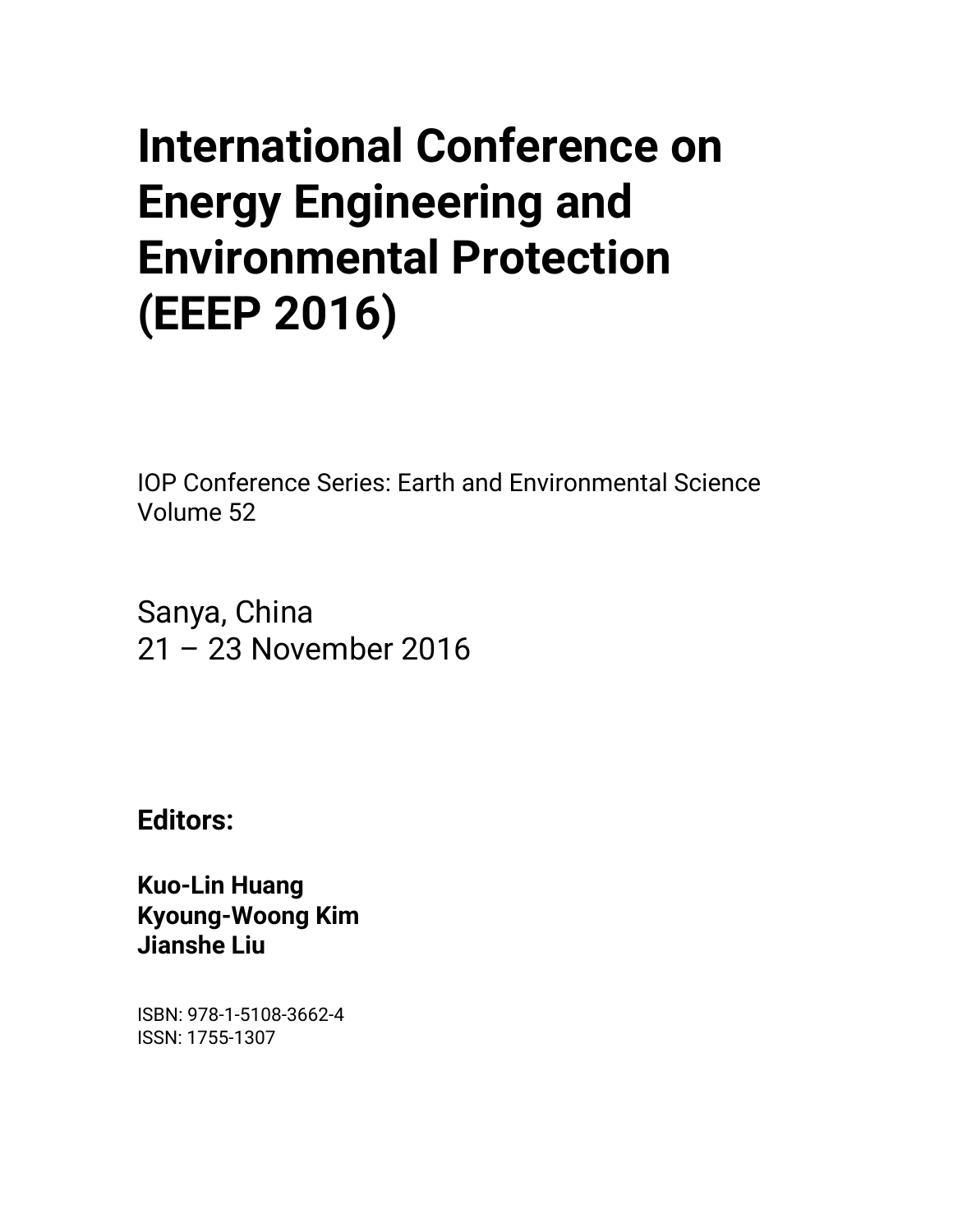# International Conference on Energy Engineering and Environmental Protection (EEEP 2016)

IOP Conference Series: Earth and Environmental Science
Volume 52

Sanya, China
21 – 23 November 2016

**Editors:**

**Kuo-Lin Huang**
**Kyoung-Woong Kim**
**Jianshe Liu**

ISBN: 978-1-5108-3662-4
ISSN: 1755-1307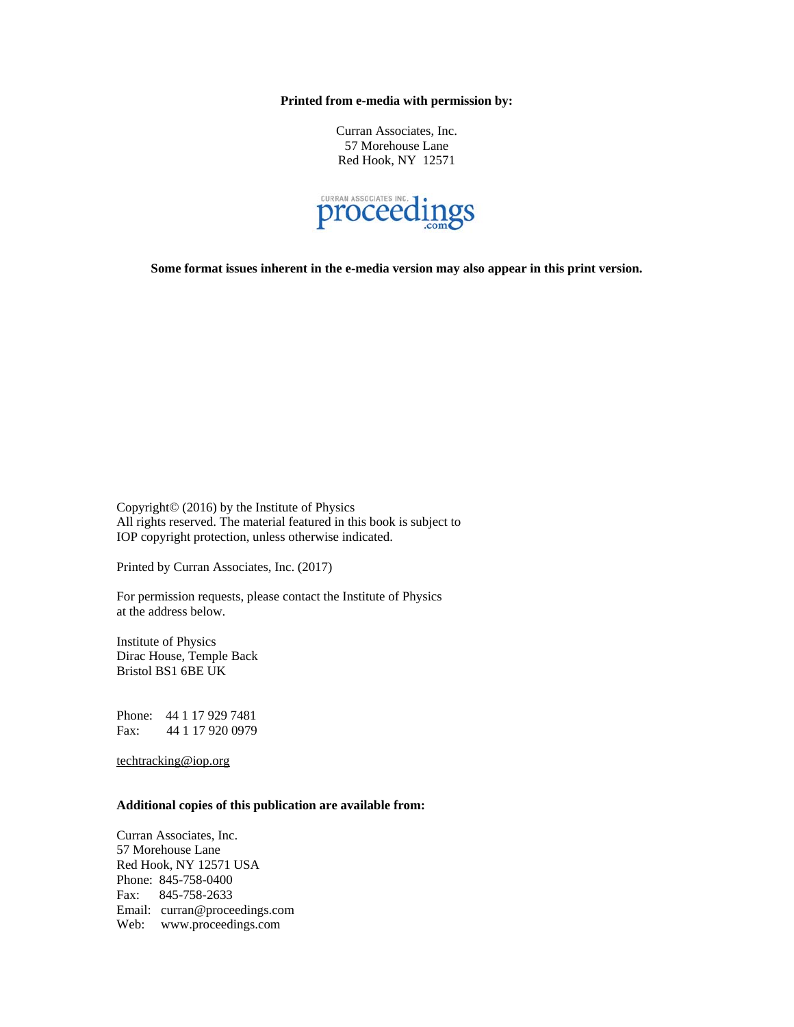**Printed from e-media with permission by:**

Curran Associates, Inc.
57 Morehouse Lane
Red Hook, NY 12571

CURRAN ASSOCIATES INC. proceedings .com

**Some format issues inherent in the e-media version may also appear in this print version.**

Copyright© (2016) by the Institute of Physics
All rights reserved. The material featured in this book is subject to
IOP copyright protection, unless otherwise indicated.

Printed by Curran Associates, Inc. (2017)

For permission requests, please contact the Institute of Physics
at the address below.

Institute of Physics
Dirac House, Temple Back
Bristol BS1 6BE UK

Phone: 44 1 17 929 7481
Fax: 44 1 17 920 0979

techtracking@iop.org

**Additional copies of this publication are available from:**

Curran Associates, Inc.
57 Morehouse Lane
Red Hook, NY 12571 USA
Phone: 845-758-0400
Fax: 845-758-2633
Email: curran@proceedings.com
Web: www.proceedings.com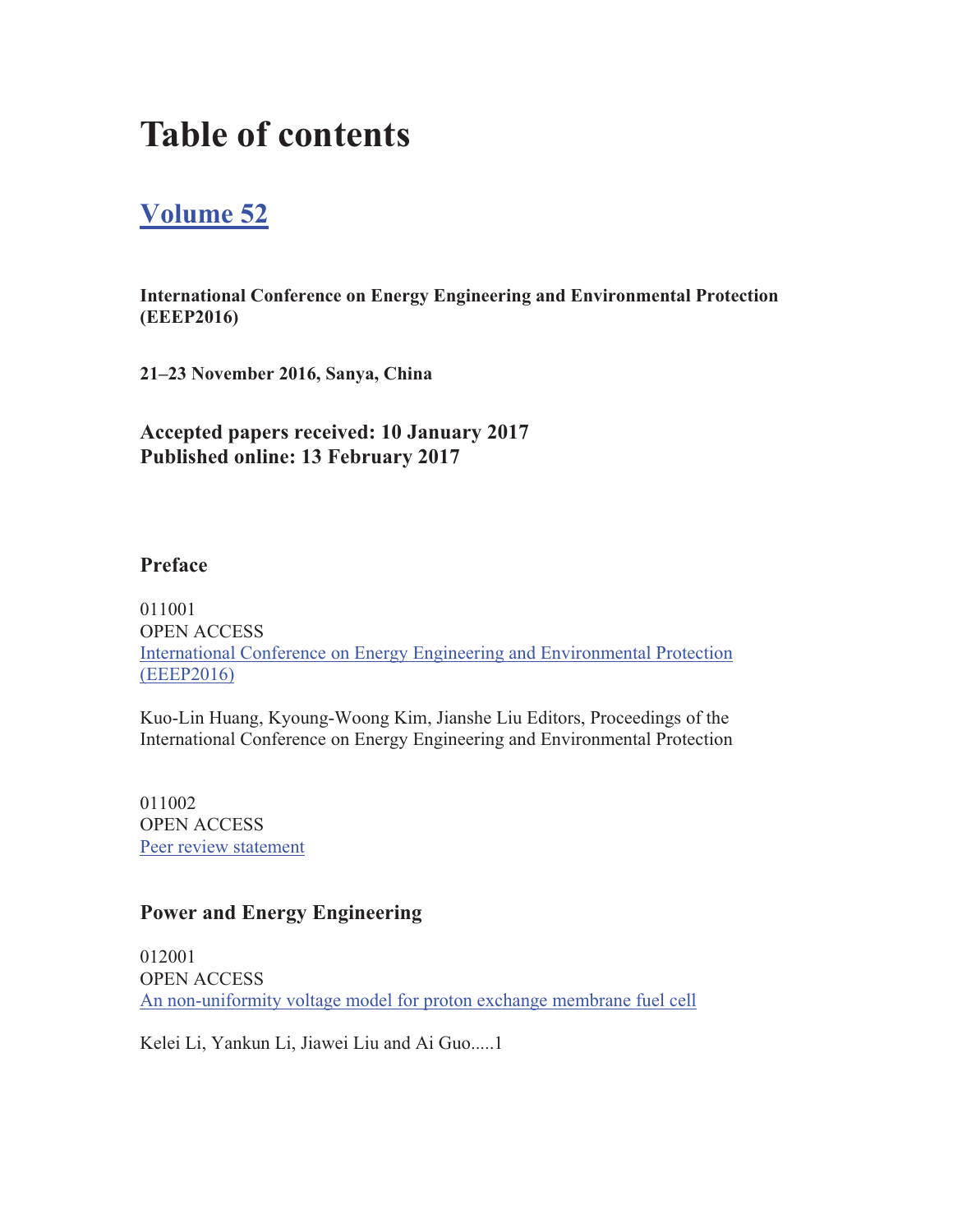# Table of contents

## Volume 52

**International Conference on Energy Engineering and Environmental Protection (EEEP2016)**

**21–23 November 2016, Sanya, China**

**Accepted papers received: 10 January 2017**
**Published online: 13 February 2017**

### Preface

011001
OPEN ACCESS
International Conference on Energy Engineering and Environmental Protection (EEEP2016)

Kuo-Lin Huang, Kyoung-Woong Kim, Jianshe Liu Editors, Proceedings of the International Conference on Energy Engineering and Environmental Protection

011002
OPEN ACCESS
Peer review statement

### Power and Energy Engineering

012001
OPEN ACCESS
An non-uniformity voltage model for proton exchange membrane fuel cell

Kelei Li, Yankun Li, Jiawei Liu and Ai Guo.....1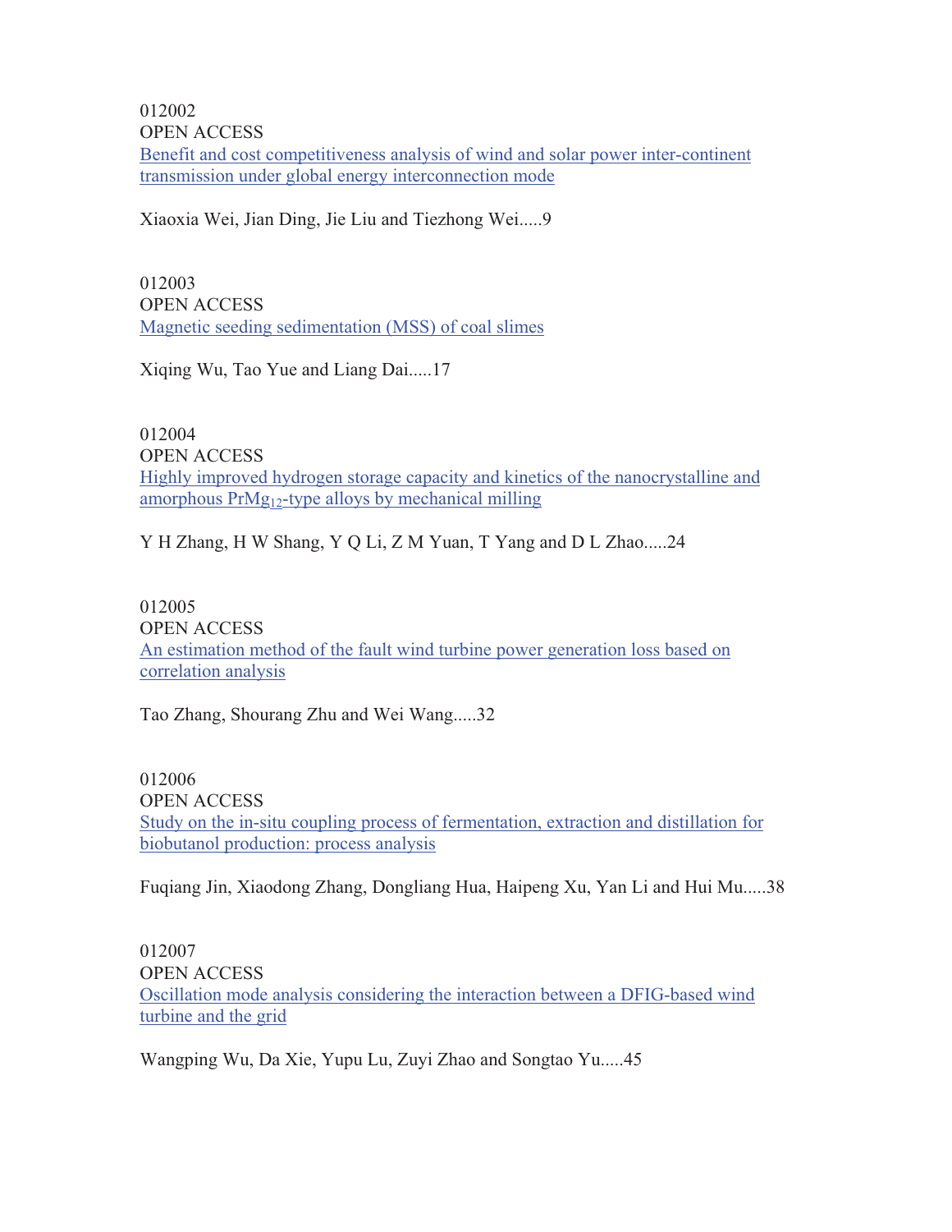012002
OPEN ACCESS
Benefit and cost competitiveness analysis of wind and solar power inter-continent transmission under global energy interconnection mode

Xiaoxia Wei, Jian Ding, Jie Liu and Tiezhong Wei.....9

012003
OPEN ACCESS
Magnetic seeding sedimentation (MSS) of coal slimes

Xiqing Wu, Tao Yue and Liang Dai.....17

012004
OPEN ACCESS
Highly improved hydrogen storage capacity and kinetics of the nanocrystalline and amorphous $PrMg_{12}$-type alloys by mechanical milling

Y H Zhang, H W Shang, Y Q Li, Z M Yuan, T Yang and D L Zhao.....24

012005
OPEN ACCESS
An estimation method of the fault wind turbine power generation loss based on correlation analysis

Tao Zhang, Shourang Zhu and Wei Wang.....32

012006
OPEN ACCESS
Study on the in-situ coupling process of fermentation, extraction and distillation for biobutanol production: process analysis

Fuqiang Jin, Xiaodong Zhang, Dongliang Hua, Haipeng Xu, Yan Li and Hui Mu.....38

012007
OPEN ACCESS
Oscillation mode analysis considering the interaction between a DFIG-based wind turbine and the grid

Wangping Wu, Da Xie, Yupu Lu, Zuyi Zhao and Songtao Yu.....45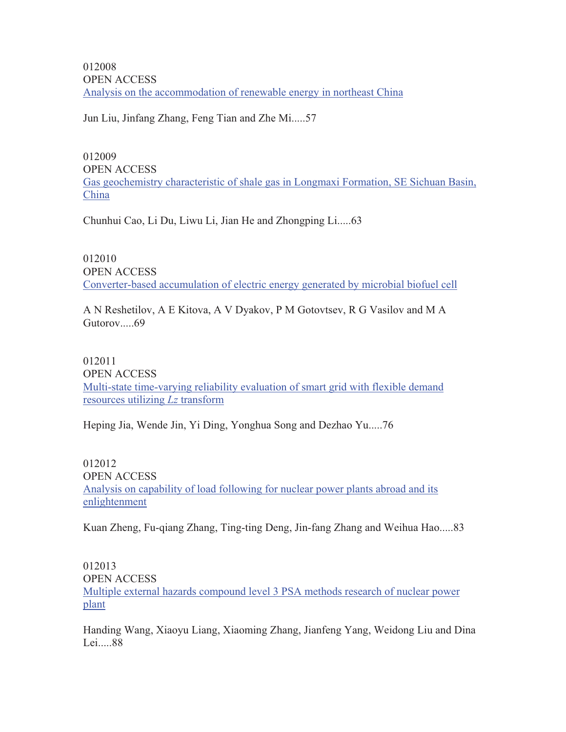012008

OPEN ACCESS

Analysis on the accommodation of renewable energy in northeast China

Jun Liu, Jinfang Zhang, Feng Tian and Zhe Mi.....57

012009

OPEN ACCESS

Gas geochemistry characteristic of shale gas in Longmaxi Formation, SE Sichuan Basin, China

Chunhui Cao, Li Du, Liwu Li, Jian He and Zhongping Li.....63

012010

OPEN ACCESS

Converter-based accumulation of electric energy generated by microbial biofuel cell

A N Reshetilov, A E Kitova, A V Dyakov, P M Gotovtsev, R G Vasilov and M A Gutorov.....69

012011

OPEN ACCESS

Multi-state time-varying reliability evaluation of smart grid with flexible demand resources utilizing *Lz* transform

Heping Jia, Wende Jin, Yi Ding, Yonghua Song and Dezhao Yu.....76

012012

OPEN ACCESS

Analysis on capability of load following for nuclear power plants abroad and its enlightenment

Kuan Zheng, Fu-qiang Zhang, Ting-ting Deng, Jin-fang Zhang and Weihua Hao.....83

012013

OPEN ACCESS

Multiple external hazards compound level 3 PSA methods research of nuclear power plant

Handing Wang, Xiaoyu Liang, Xiaoming Zhang, Jianfeng Yang, Weidong Liu and Dina Lei.....88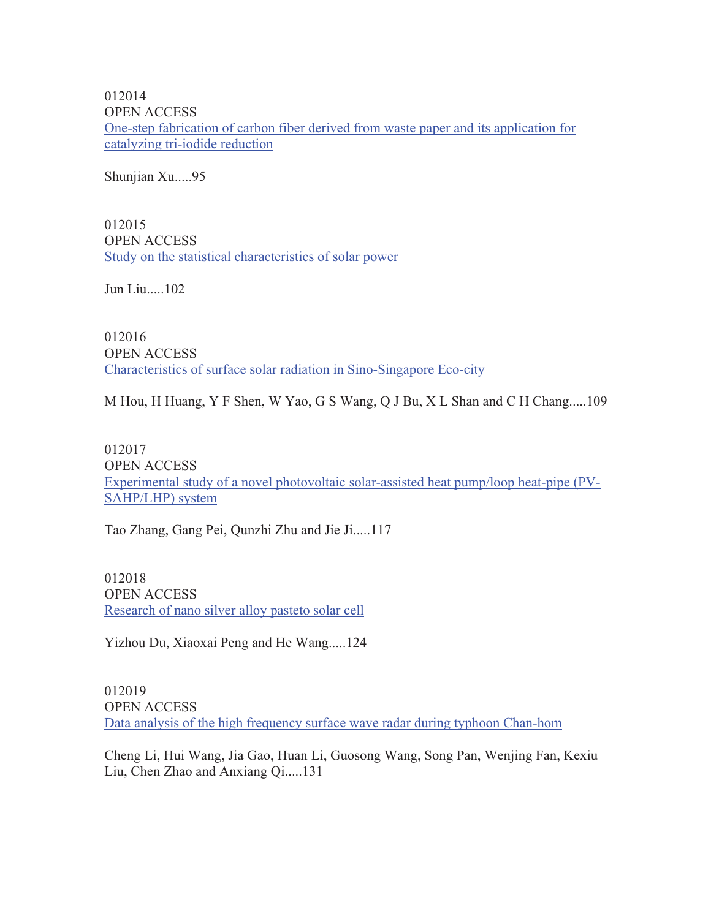012014
OPEN ACCESS
One-step fabrication of carbon fiber derived from waste paper and its application for catalyzing tri-iodide reduction

Shunjian Xu.....95

012015
OPEN ACCESS
Study on the statistical characteristics of solar power

Jun Liu.....102

012016
OPEN ACCESS
Characteristics of surface solar radiation in Sino-Singapore Eco-city

M Hou, H Huang, Y F Shen, W Yao, G S Wang, Q J Bu, X L Shan and C H Chang.....109

012017
OPEN ACCESS
Experimental study of a novel photovoltaic solar-assisted heat pump/loop heat-pipe (PV-SAHP/LHP) system

Tao Zhang, Gang Pei, Qunzhi Zhu and Jie Ji.....117

012018
OPEN ACCESS
Research of nano silver alloy pasteto solar cell

Yizhou Du, Xiaoxai Peng and He Wang.....124

012019
OPEN ACCESS
Data analysis of the high frequency surface wave radar during typhoon Chan-hom

Cheng Li, Hui Wang, Jia Gao, Huan Li, Guosong Wang, Song Pan, Wenjing Fan, Kexiu Liu, Chen Zhao and Anxiang Qi.....131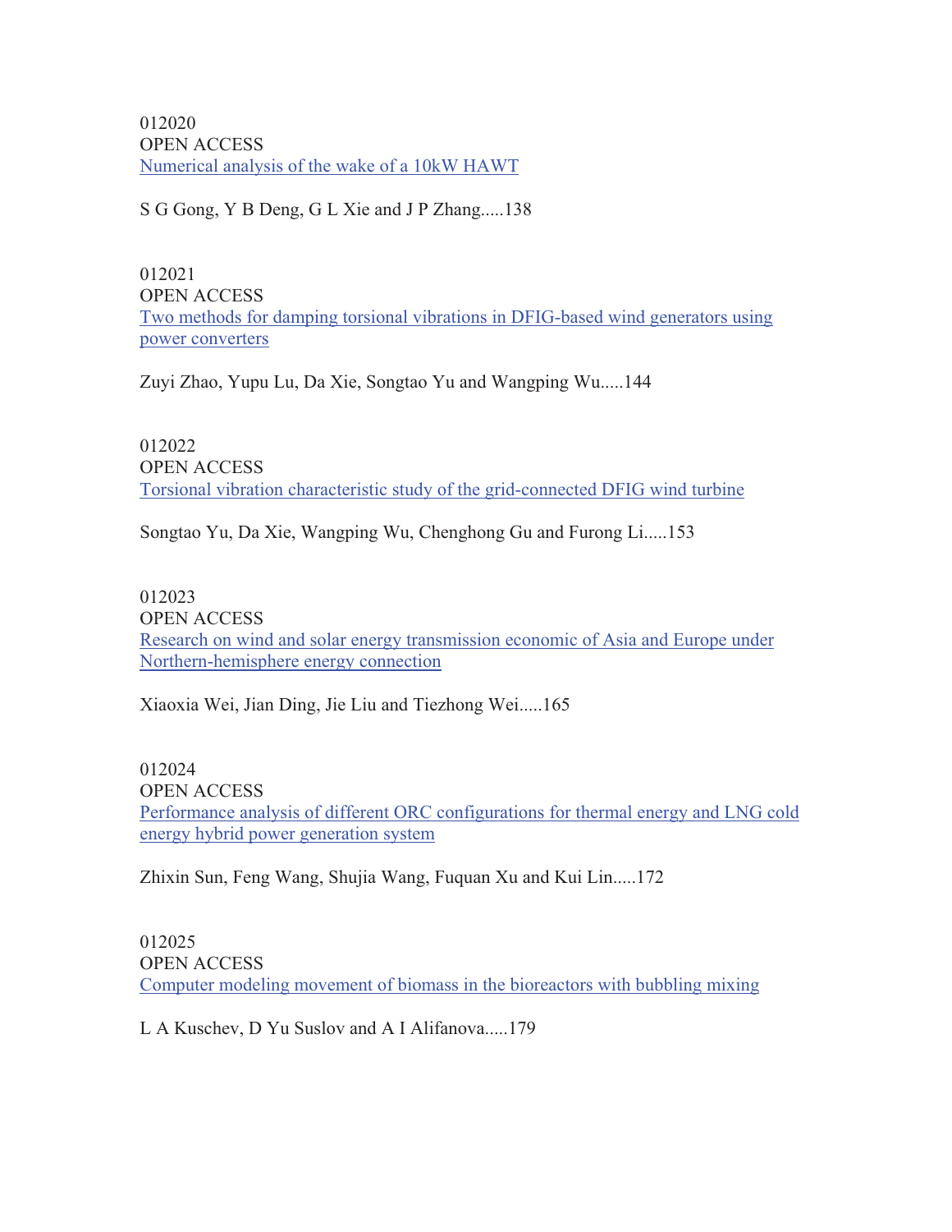012020

OPEN ACCESS

Numerical analysis of the wake of a 10kW HAWT

S G Gong, Y B Deng, G L Xie and J P Zhang.....138

012021

OPEN ACCESS

Two methods for damping torsional vibrations in DFIG-based wind generators using power converters

Zuyi Zhao, Yupu Lu, Da Xie, Songtao Yu and Wangping Wu.....144

012022

OPEN ACCESS

Torsional vibration characteristic study of the grid-connected DFIG wind turbine

Songtao Yu, Da Xie, Wangping Wu, Chenghong Gu and Furong Li.....153

012023

OPEN ACCESS

Research on wind and solar energy transmission economic of Asia and Europe under Northern-hemisphere energy connection

Xiaoxia Wei, Jian Ding, Jie Liu and Tiezhong Wei.....165

012024

OPEN ACCESS

Performance analysis of different ORC configurations for thermal energy and LNG cold energy hybrid power generation system

Zhixin Sun, Feng Wang, Shujia Wang, Fuquan Xu and Kui Lin.....172

012025

OPEN ACCESS

Computer modeling movement of biomass in the bioreactors with bubbling mixing

L A Kuschev, D Yu Suslov and A I Alifanova.....179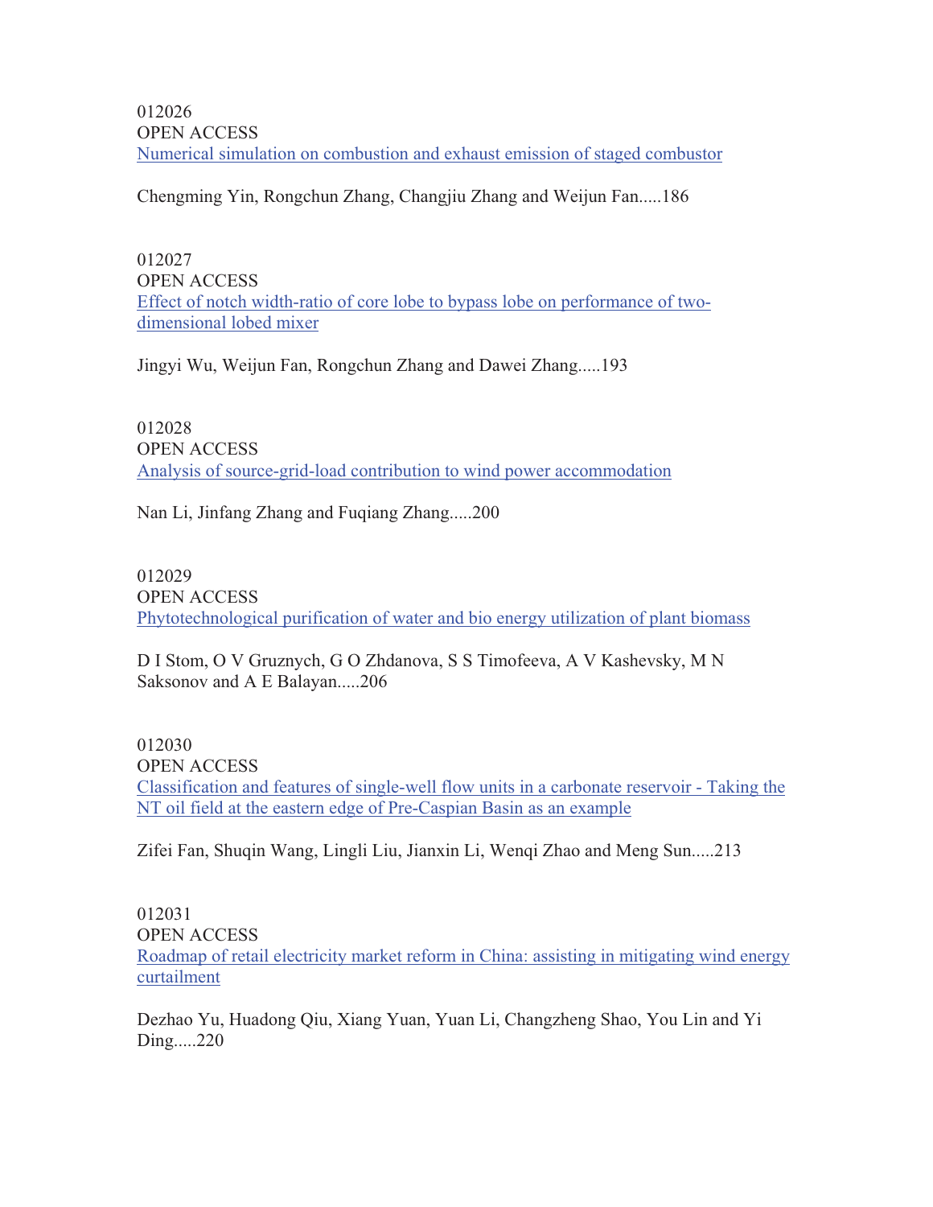012026

OPEN ACCESS

Numerical simulation on combustion and exhaust emission of staged combustor

Chengming Yin, Rongchun Zhang, Changjiu Zhang and Weijun Fan.....186

012027

OPEN ACCESS

Effect of notch width-ratio of core lobe to bypass lobe on performance of two-dimensional lobed mixer

Jingyi Wu, Weijun Fan, Rongchun Zhang and Dawei Zhang.....193

012028

OPEN ACCESS

Analysis of source-grid-load contribution to wind power accommodation

Nan Li, Jinfang Zhang and Fuqiang Zhang.....200

012029

OPEN ACCESS

Phytotechnological purification of water and bio energy utilization of plant biomass

D I Stom, O V Gruznych, G O Zhdanova, S S Timofeeva, A V Kashevsky, M N Saksonov and A E Balayan.....206

012030

OPEN ACCESS

Classification and features of single-well flow units in a carbonate reservoir - Taking the NT oil field at the eastern edge of Pre-Caspian Basin as an example

Zifei Fan, Shuqin Wang, Lingli Liu, Jianxin Li, Wenqi Zhao and Meng Sun.....213

012031

OPEN ACCESS

Roadmap of retail electricity market reform in China: assisting in mitigating wind energy curtailment

Dezhao Yu, Huadong Qiu, Xiang Yuan, Yuan Li, Changzheng Shao, You Lin and Yi Ding.....220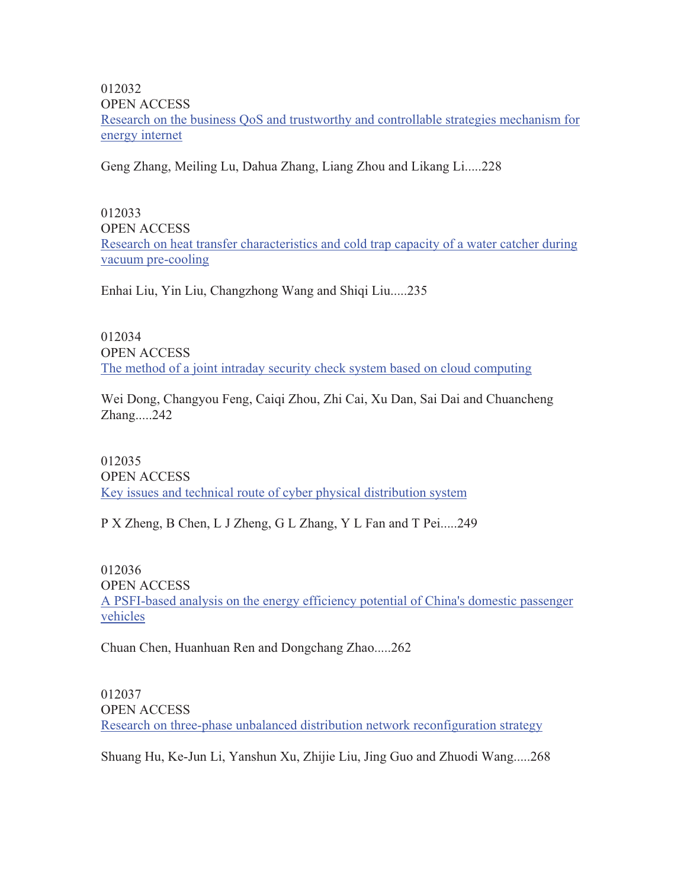012032

OPEN ACCESS

Research on the business QoS and trustworthy and controllable strategies mechanism for energy internet

Geng Zhang, Meiling Lu, Dahua Zhang, Liang Zhou and Likang Li.....228

012033

OPEN ACCESS

Research on heat transfer characteristics and cold trap capacity of a water catcher during vacuum pre-cooling

Enhai Liu, Yin Liu, Changzhong Wang and Shiqi Liu.....235

012034

OPEN ACCESS

The method of a joint intraday security check system based on cloud computing

Wei Dong, Changyou Feng, Caiqi Zhou, Zhi Cai, Xu Dan, Sai Dai and Chuancheng Zhang.....242

012035

OPEN ACCESS

Key issues and technical route of cyber physical distribution system

P X Zheng, B Chen, L J Zheng, G L Zhang, Y L Fan and T Pei.....249

012036

OPEN ACCESS

A PSFI-based analysis on the energy efficiency potential of China's domestic passenger vehicles

Chuan Chen, Huanhuan Ren and Dongchang Zhao.....262

012037

OPEN ACCESS

Research on three-phase unbalanced distribution network reconfiguration strategy

Shuang Hu, Ke-Jun Li, Yanshun Xu, Zhijie Liu, Jing Guo and Zhuodi Wang.....268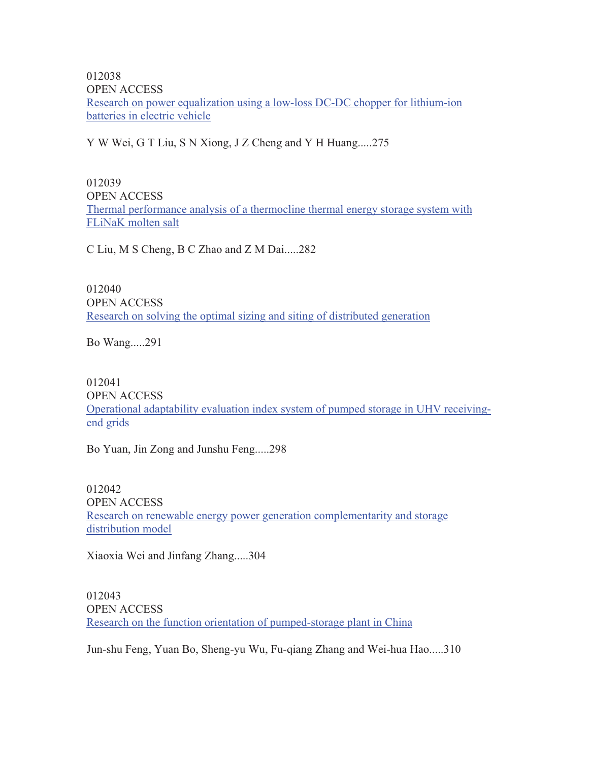012038

OPEN ACCESS

Research on power equalization using a low-loss DC-DC chopper for lithium-ion batteries in electric vehicle

Y W Wei, G T Liu, S N Xiong, J Z Cheng and Y H Huang.....275

012039

OPEN ACCESS

Thermal performance analysis of a thermocline thermal energy storage system with FLiNaK molten salt

C Liu, M S Cheng, B C Zhao and Z M Dai.....282

012040

OPEN ACCESS

Research on solving the optimal sizing and siting of distributed generation

Bo Wang.....291

012041

OPEN ACCESS

Operational adaptability evaluation index system of pumped storage in UHV receiving-end grids

Bo Yuan, Jin Zong and Junshu Feng.....298

012042

OPEN ACCESS

Research on renewable energy power generation complementarity and storage distribution model

Xiaoxia Wei and Jinfang Zhang.....304

012043

OPEN ACCESS

Research on the function orientation of pumped-storage plant in China

Jun-shu Feng, Yuan Bo, Sheng-yu Wu, Fu-qiang Zhang and Wei-hua Hao.....310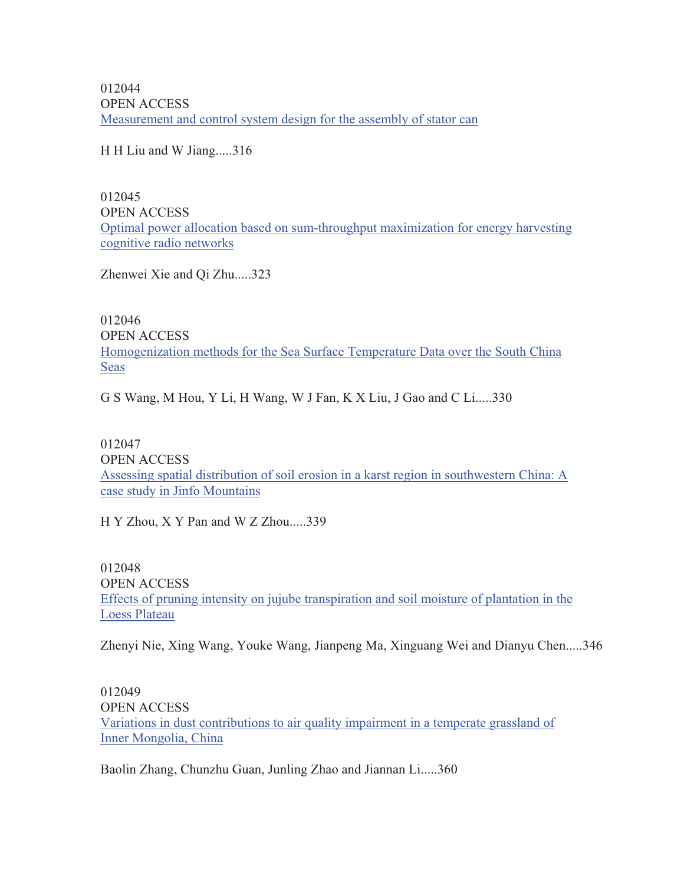012044
OPEN ACCESS
[Measurement and control system design for the assembly of stator can]

H H Liu and W Jiang.....316

012045
OPEN ACCESS
[Optimal power allocation based on sum-throughput maximization for energy harvesting cognitive radio networks]

Zhenwei Xie and Qi Zhu.....323

012046
OPEN ACCESS
[Homogenization methods for the Sea Surface Temperature Data over the South China Seas]

G S Wang, M Hou, Y Li, H Wang, W J Fan, K X Liu, J Gao and C Li.....330

012047
OPEN ACCESS
[Assessing spatial distribution of soil erosion in a karst region in southwestern China: A case study in Jinfo Mountains]

H Y Zhou, X Y Pan and W Z Zhou.....339

012048
OPEN ACCESS
[Effects of pruning intensity on jujube transpiration and soil moisture of plantation in the Loess Plateau]

Zhenyi Nie, Xing Wang, Youke Wang, Jianpeng Ma, Xinguang Wei and Dianyu Chen.....346

012049
OPEN ACCESS
[Variations in dust contributions to air quality impairment in a temperate grassland of Inner Mongolia, China]

Baolin Zhang, Chunzhu Guan, Junling Zhao and Jiannan Li.....360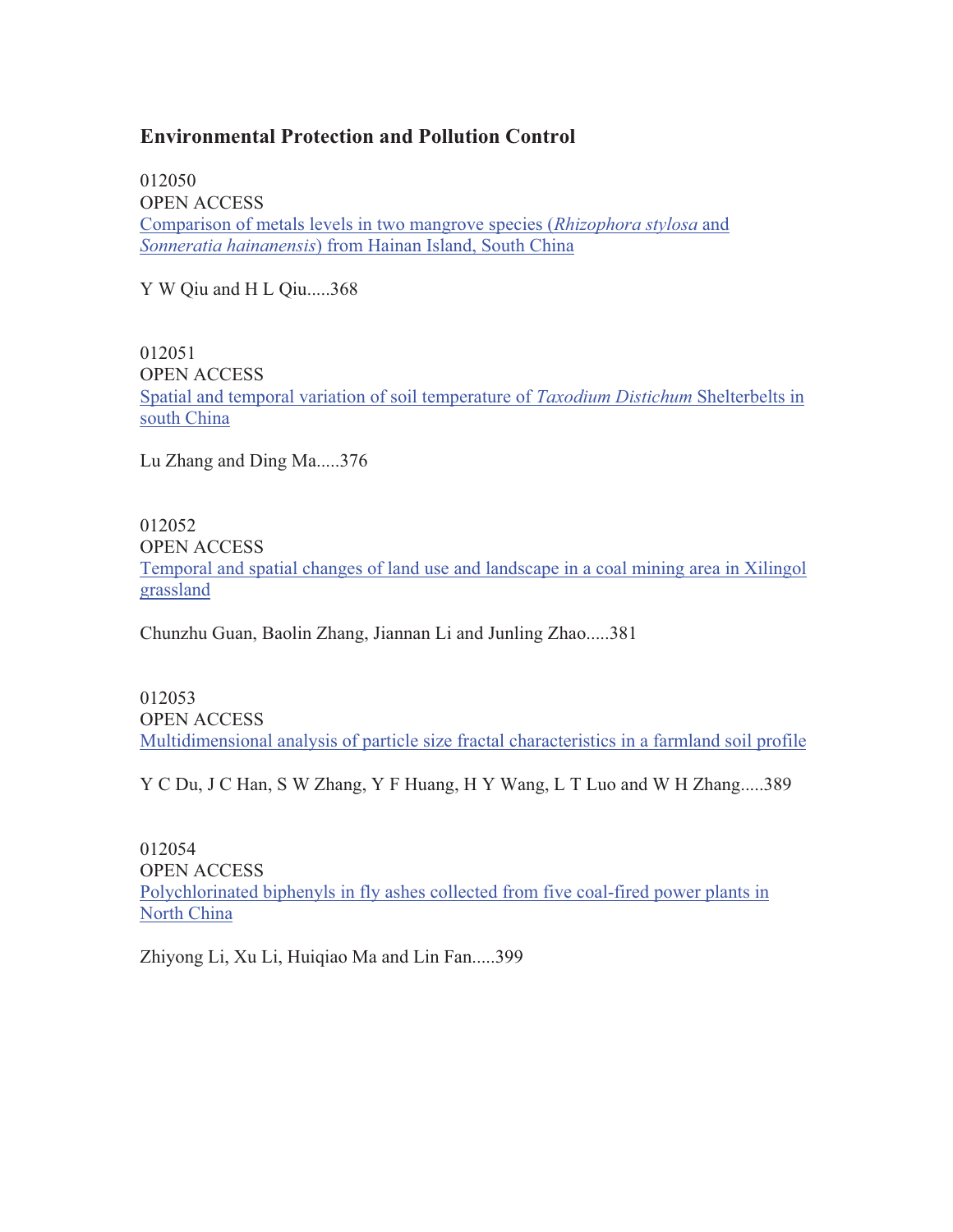## Environmental Protection and Pollution Control

012050
OPEN ACCESS
Comparison of metals levels in two mangrove species (*Rhizophora stylosa* and *Sonneratia hainanensis*) from Hainan Island, South China

Y W Qiu and H L Qiu.....368

012051
OPEN ACCESS
Spatial and temporal variation of soil temperature of *Taxodium Distichum* Shelterbelts in south China

Lu Zhang and Ding Ma.....376

012052
OPEN ACCESS
Temporal and spatial changes of land use and landscape in a coal mining area in Xilingol grassland

Chunzhu Guan, Baolin Zhang, Jiannan Li and Junling Zhao.....381

012053
OPEN ACCESS
Multidimensional analysis of particle size fractal characteristics in a farmland soil profile

Y C Du, J C Han, S W Zhang, Y F Huang, H Y Wang, L T Luo and W H Zhang.....389

012054
OPEN ACCESS
Polychlorinated biphenyls in fly ashes collected from five coal-fired power plants in North China

Zhiyong Li, Xu Li, Huiqiao Ma and Lin Fan.....399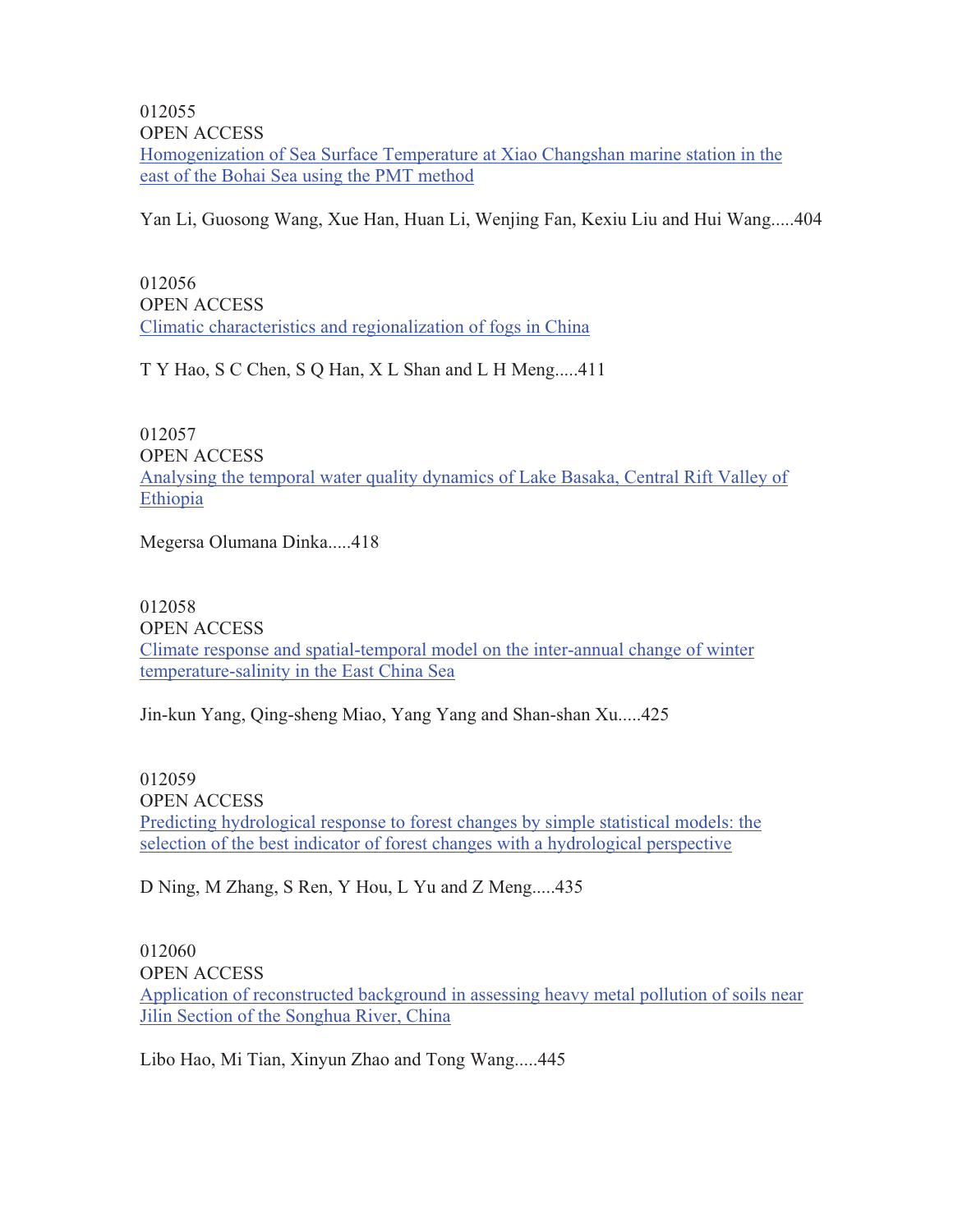012055

OPEN ACCESS

Homogenization of Sea Surface Temperature at Xiao Changshan marine station in the east of the Bohai Sea using the PMT method

Yan Li, Guosong Wang, Xue Han, Huan Li, Wenjing Fan, Kexiu Liu and Hui Wang.....404

012056

OPEN ACCESS

Climatic characteristics and regionalization of fogs in China

T Y Hao, S C Chen, S Q Han, X L Shan and L H Meng.....411

012057

OPEN ACCESS

Analysing the temporal water quality dynamics of Lake Basaka, Central Rift Valley of Ethiopia

Megersa Olumana Dinka.....418

012058

OPEN ACCESS

Climate response and spatial-temporal model on the inter-annual change of winter temperature-salinity in the East China Sea

Jin-kun Yang, Qing-sheng Miao, Yang Yang and Shan-shan Xu.....425

012059

OPEN ACCESS

Predicting hydrological response to forest changes by simple statistical models: the selection of the best indicator of forest changes with a hydrological perspective

D Ning, M Zhang, S Ren, Y Hou, L Yu and Z Meng.....435

012060

OPEN ACCESS

Application of reconstructed background in assessing heavy metal pollution of soils near Jilin Section of the Songhua River, China

Libo Hao, Mi Tian, Xinyun Zhao and Tong Wang.....445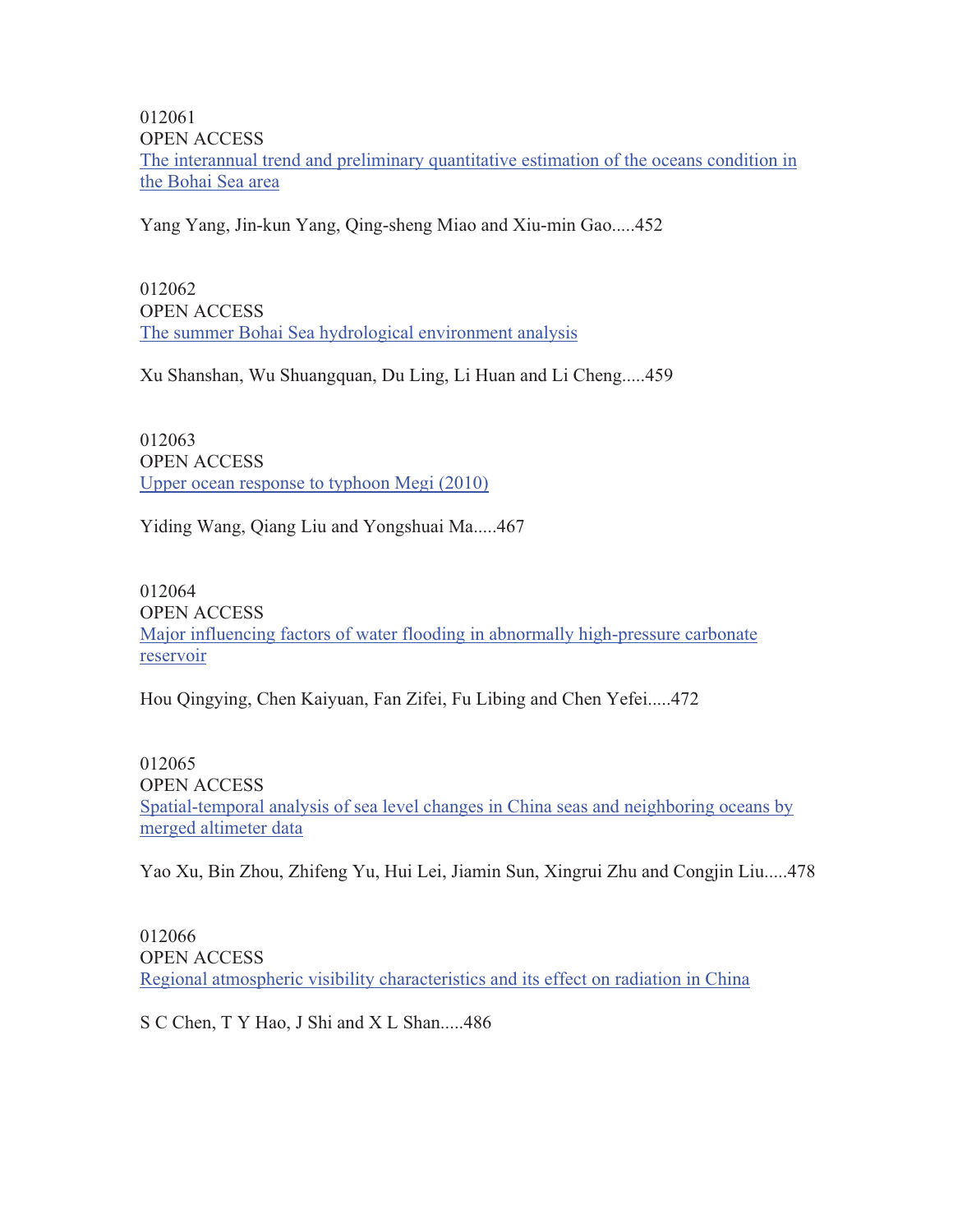012061
OPEN ACCESS
The interannual trend and preliminary quantitative estimation of the oceans condition in the Bohai Sea area

Yang Yang, Jin-kun Yang, Qing-sheng Miao and Xiu-min Gao.....452

012062
OPEN ACCESS
The summer Bohai Sea hydrological environment analysis

Xu Shanshan, Wu Shuangquan, Du Ling, Li Huan and Li Cheng.....459

012063
OPEN ACCESS
Upper ocean response to typhoon Megi (2010)

Yiding Wang, Qiang Liu and Yongshuai Ma.....467

012064
OPEN ACCESS
Major influencing factors of water flooding in abnormally high-pressure carbonate reservoir

Hou Qingying, Chen Kaiyuan, Fan Zifei, Fu Libing and Chen Yefei.....472

012065
OPEN ACCESS
Spatial-temporal analysis of sea level changes in China seas and neighboring oceans by merged altimeter data

Yao Xu, Bin Zhou, Zhifeng Yu, Hui Lei, Jiamin Sun, Xingrui Zhu and Congjin Liu.....478

012066
OPEN ACCESS
Regional atmospheric visibility characteristics and its effect on radiation in China

S C Chen, T Y Hao, J Shi and X L Shan.....486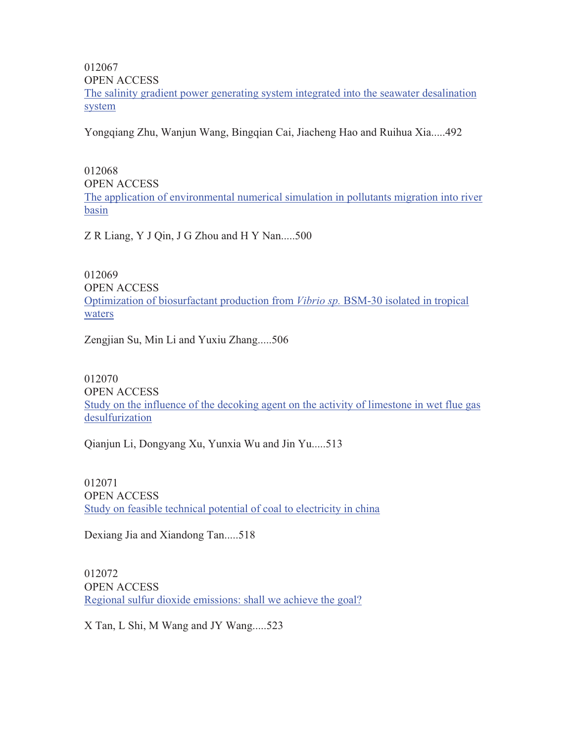012067

OPEN ACCESS

The salinity gradient power generating system integrated into the seawater desalination system

Yongqiang Zhu, Wanjun Wang, Bingqian Cai, Jiacheng Hao and Ruihua Xia.....492

012068

OPEN ACCESS

The application of environmental numerical simulation in pollutants migration into river basin

Z R Liang, Y J Qin, J G Zhou and H Y Nan.....500

012069

OPEN ACCESS

Optimization of biosurfactant production from *Vibrio sp.* BSM-30 isolated in tropical waters

Zengjian Su, Min Li and Yuxiu Zhang.....506

012070

OPEN ACCESS

Study on the influence of the decoking agent on the activity of limestone in wet flue gas desulfurization

Qianjun Li, Dongyang Xu, Yunxia Wu and Jin Yu.....513

012071

OPEN ACCESS

Study on feasible technical potential of coal to electricity in china

Dexiang Jia and Xiandong Tan.....518

012072

OPEN ACCESS

Regional sulfur dioxide emissions: shall we achieve the goal?

X Tan, L Shi, M Wang and JY Wang.....523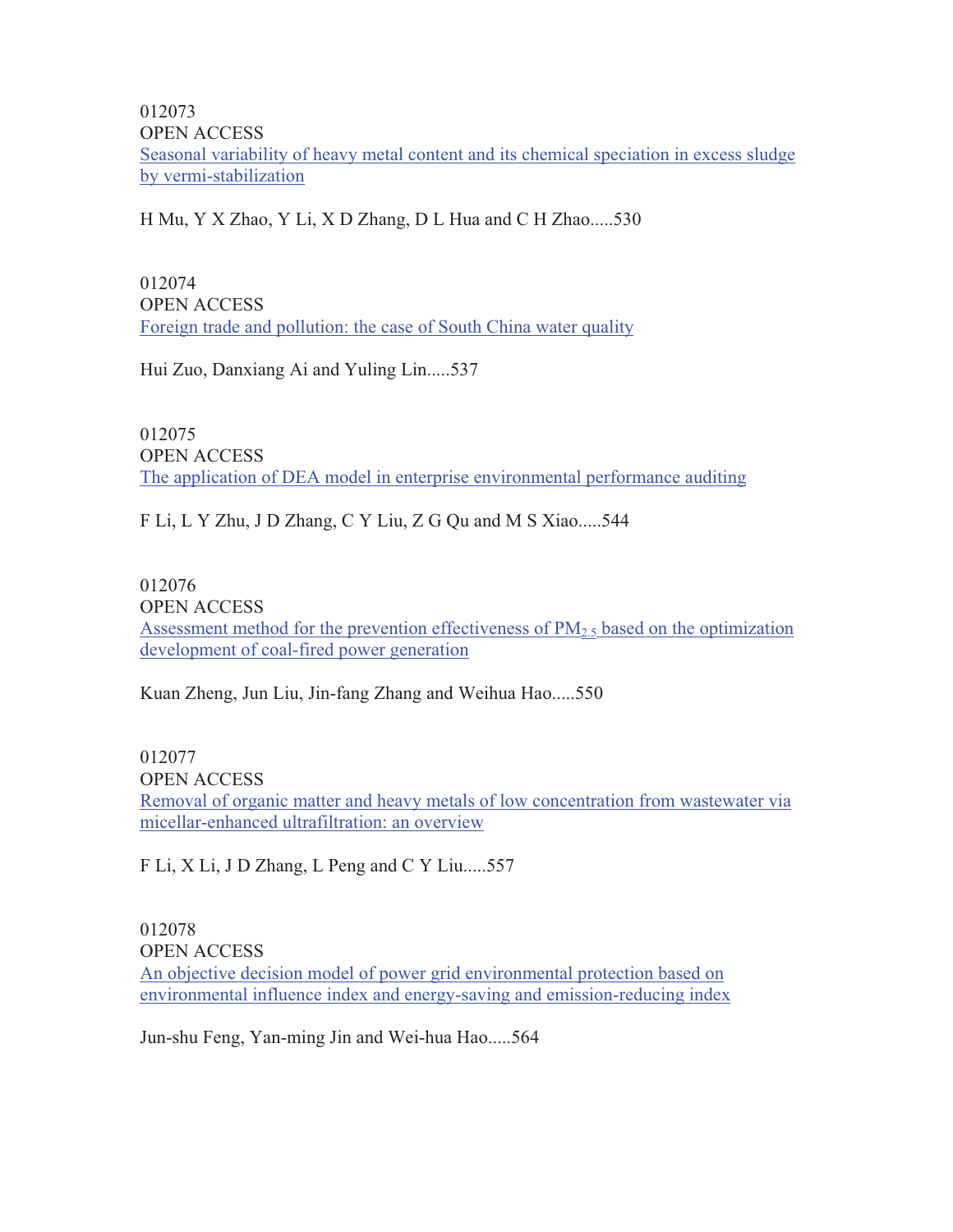012073
OPEN ACCESS
Seasonal variability of heavy metal content and its chemical speciation in excess sludge by vermi-stabilization

H Mu, Y X Zhao, Y Li, X D Zhang, D L Hua and C H Zhao.....530

012074
OPEN ACCESS
Foreign trade and pollution: the case of South China water quality

Hui Zuo, Danxiang Ai and Yuling Lin.....537

012075
OPEN ACCESS
The application of DEA model in enterprise environmental performance auditing

F Li, L Y Zhu, J D Zhang, C Y Liu, Z G Qu and M S Xiao.....544

012076
OPEN ACCESS
Assessment method for the prevention effectiveness of $PM_{2.5}$ based on the optimization development of coal-fired power generation

Kuan Zheng, Jun Liu, Jin-fang Zhang and Weihua Hao.....550

012077
OPEN ACCESS
Removal of organic matter and heavy metals of low concentration from wastewater via micellar-enhanced ultrafiltration: an overview

F Li, X Li, J D Zhang, L Peng and C Y Liu.....557

012078
OPEN ACCESS
An objective decision model of power grid environmental protection based on environmental influence index and energy-saving and emission-reducing index

Jun-shu Feng, Yan-ming Jin and Wei-hua Hao.....564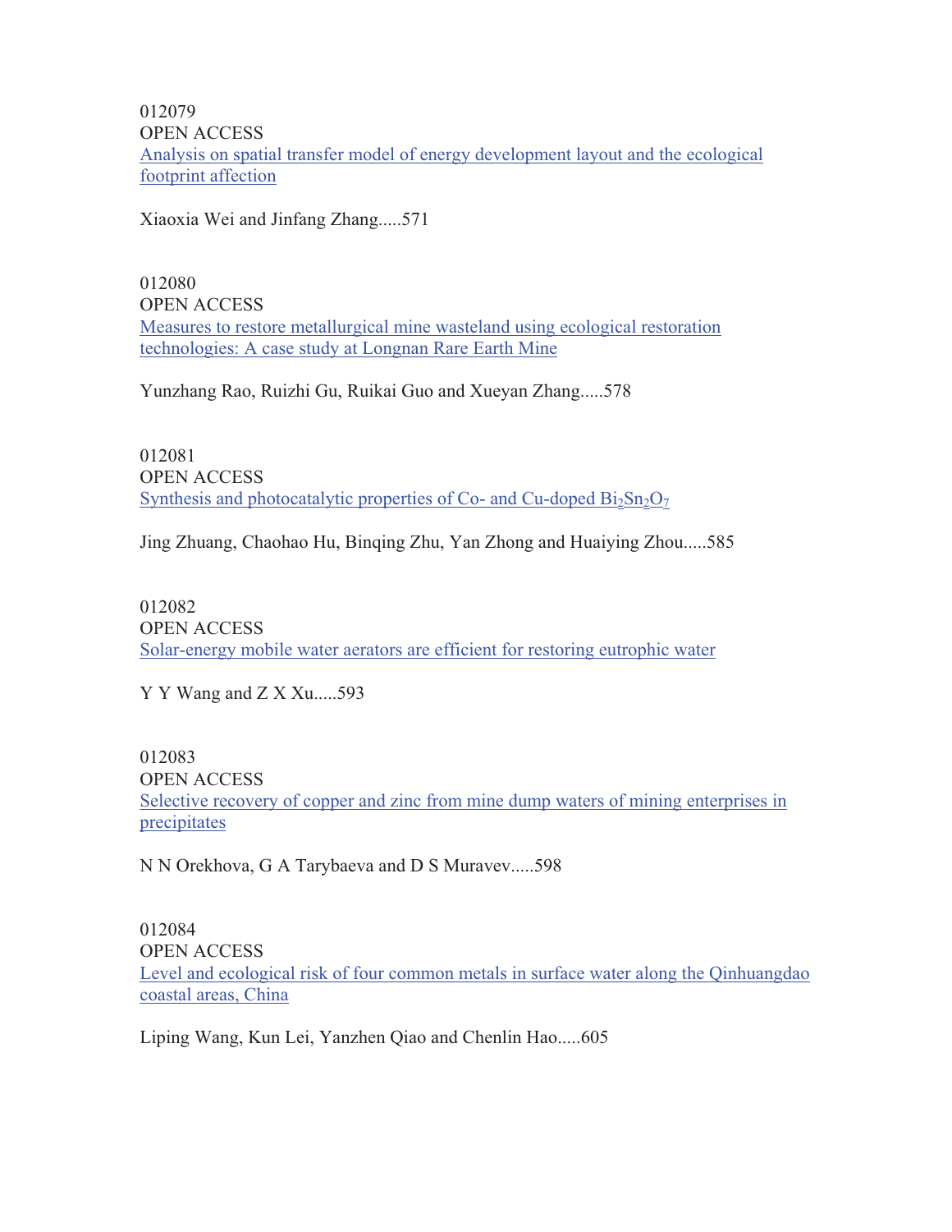012079

OPEN ACCESS

Analysis on spatial transfer model of energy development layout and the ecological footprint affection

Xiaoxia Wei and Jinfang Zhang.....571

012080

OPEN ACCESS

Measures to restore metallurgical mine wasteland using ecological restoration technologies: A case study at Longnan Rare Earth Mine

Yunzhang Rao, Ruizhi Gu, Ruikai Guo and Xueyan Zhang.....578

012081

OPEN ACCESS

Synthesis and photocatalytic properties of Co- and Cu-doped $Bi_2Sn_2O_7$

Jing Zhuang, Chaohao Hu, Binqing Zhu, Yan Zhong and Huaiying Zhou.....585

012082

OPEN ACCESS

Solar-energy mobile water aerators are efficient for restoring eutrophic water

Y Y Wang and Z X Xu.....593

012083

OPEN ACCESS

Selective recovery of copper and zinc from mine dump waters of mining enterprises in precipitates

N N Orekhova, G A Tarybaeva and D S Muravev.....598

012084

OPEN ACCESS

Level and ecological risk of four common metals in surface water along the Qinhuangdao coastal areas, China

Liping Wang, Kun Lei, Yanzhen Qiao and Chenlin Hao.....605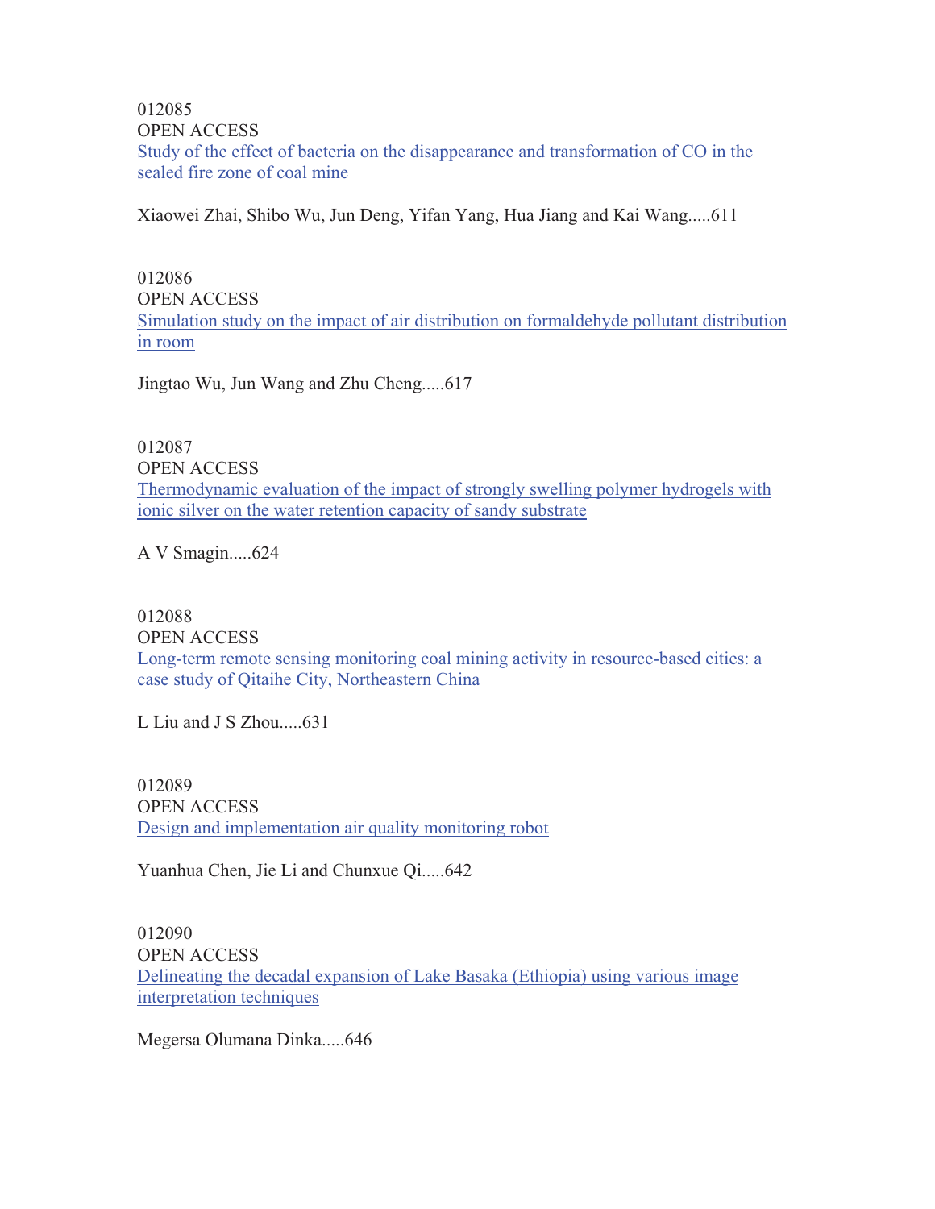012085
OPEN ACCESS
Study of the effect of bacteria on the disappearance and transformation of CO in the sealed fire zone of coal mine

Xiaowei Zhai, Shibo Wu, Jun Deng, Yifan Yang, Hua Jiang and Kai Wang.....611

012086
OPEN ACCESS
Simulation study on the impact of air distribution on formaldehyde pollutant distribution in room

Jingtao Wu, Jun Wang and Zhu Cheng.....617

012087
OPEN ACCESS
Thermodynamic evaluation of the impact of strongly swelling polymer hydrogels with ionic silver on the water retention capacity of sandy substrate

A V Smagin.....624

012088
OPEN ACCESS
Long-term remote sensing monitoring coal mining activity in resource-based cities: a case study of Qitaihe City, Northeastern China

L Liu and J S Zhou.....631

012089
OPEN ACCESS
Design and implementation air quality monitoring robot

Yuanhua Chen, Jie Li and Chunxue Qi.....642

012090
OPEN ACCESS
Delineating the decadal expansion of Lake Basaka (Ethiopia) using various image interpretation techniques

Megersa Olumana Dinka.....646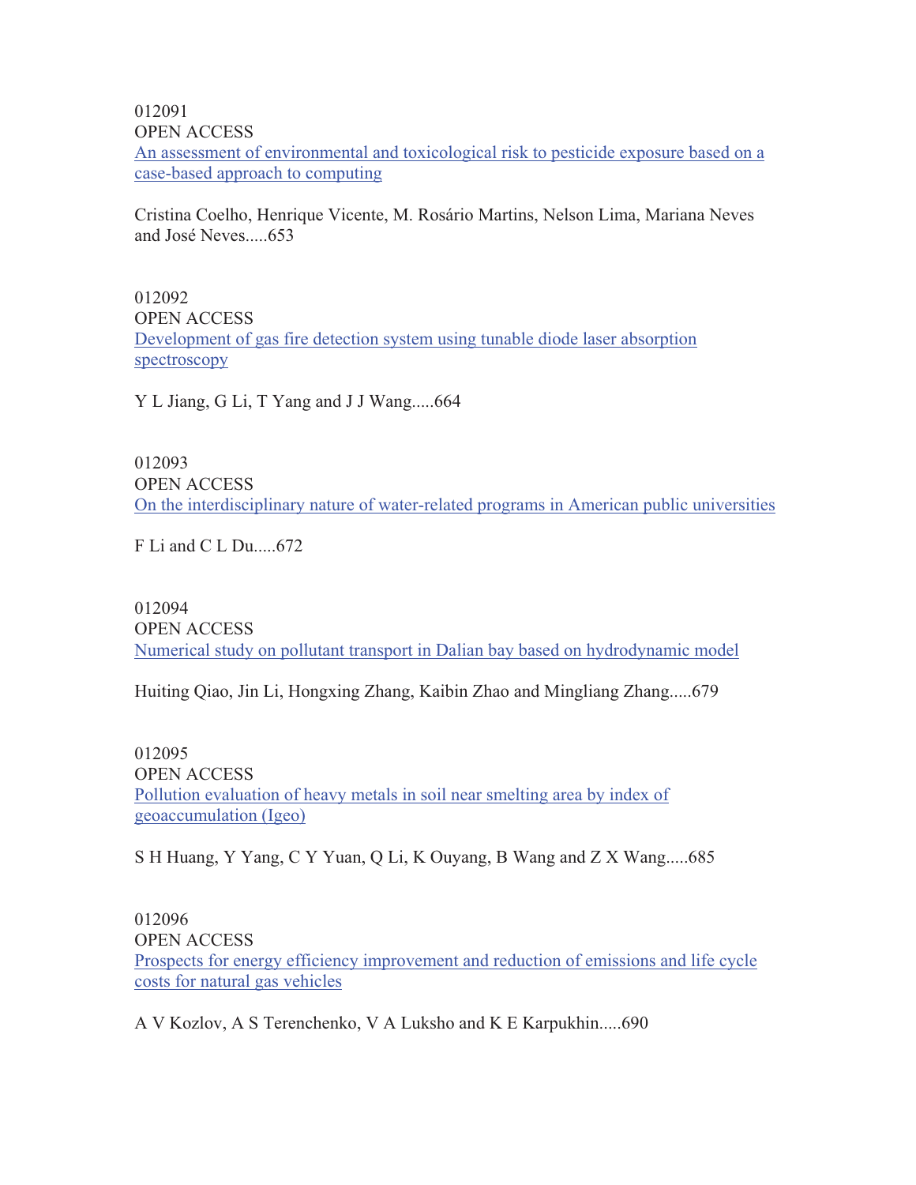012091
OPEN ACCESS
An assessment of environmental and toxicological risk to pesticide exposure based on a case-based approach to computing

Cristina Coelho, Henrique Vicente, M. Rosário Martins, Nelson Lima, Mariana Neves and José Neves.....653

012092
OPEN ACCESS
Development of gas fire detection system using tunable diode laser absorption spectroscopy

Y L Jiang, G Li, T Yang and J J Wang.....664

012093
OPEN ACCESS
On the interdisciplinary nature of water-related programs in American public universities

F Li and C L Du.....672

012094
OPEN ACCESS
Numerical study on pollutant transport in Dalian bay based on hydrodynamic model

Huiting Qiao, Jin Li, Hongxing Zhang, Kaibin Zhao and Mingliang Zhang.....679

012095
OPEN ACCESS
Pollution evaluation of heavy metals in soil near smelting area by index of geoaccumulation (Igeo)

S H Huang, Y Yang, C Y Yuan, Q Li, K Ouyang, B Wang and Z X Wang.....685

012096
OPEN ACCESS
Prospects for energy efficiency improvement and reduction of emissions and life cycle costs for natural gas vehicles

A V Kozlov, A S Terenchenko, V A Luksho and K E Karpukhin.....690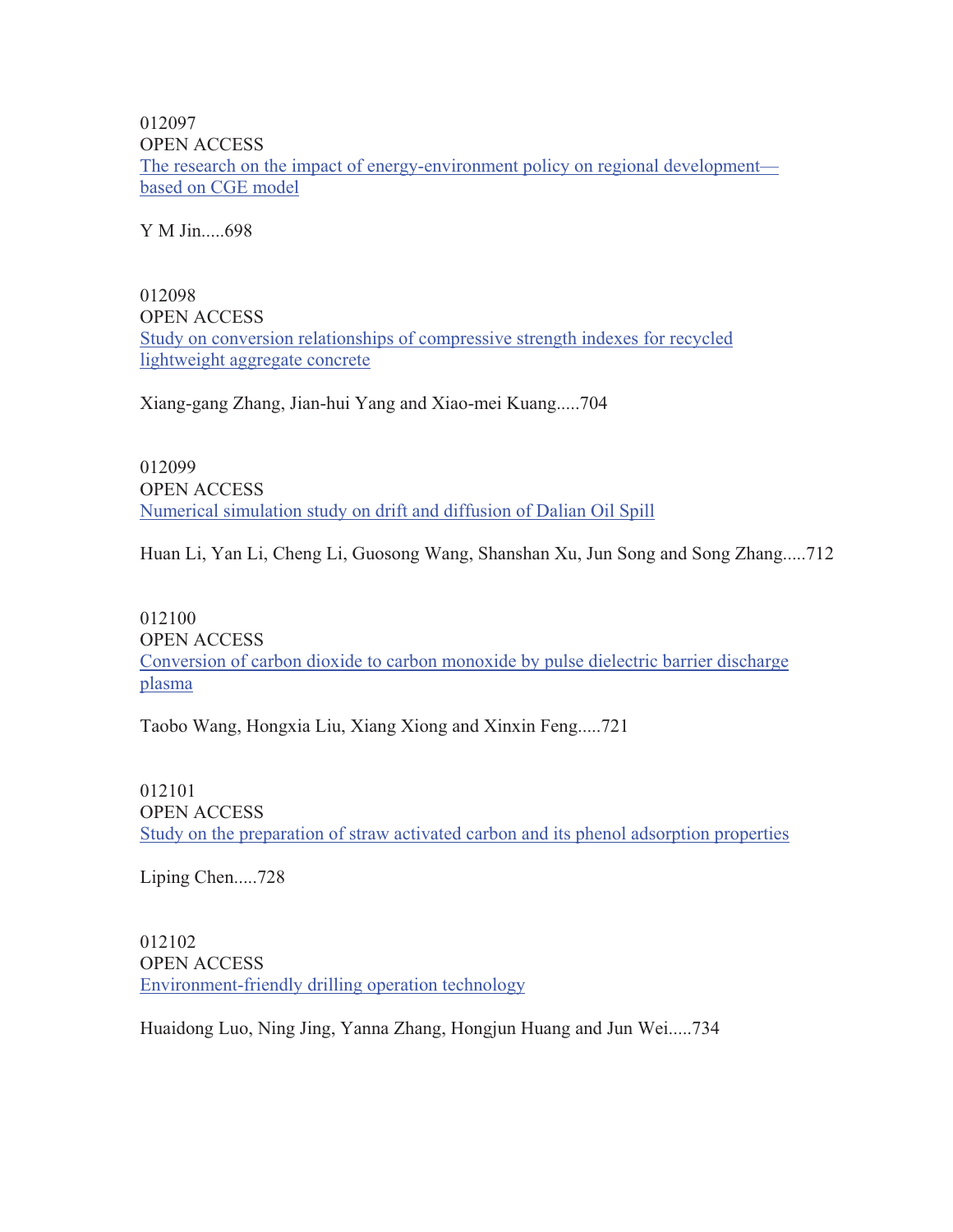012097
OPEN ACCESS
The research on the impact of energy-environment policy on regional development—based on CGE model

Y M Jin.....698

012098
OPEN ACCESS
Study on conversion relationships of compressive strength indexes for recycled lightweight aggregate concrete

Xiang-gang Zhang, Jian-hui Yang and Xiao-mei Kuang.....704

012099
OPEN ACCESS
Numerical simulation study on drift and diffusion of Dalian Oil Spill

Huan Li, Yan Li, Cheng Li, Guosong Wang, Shanshan Xu, Jun Song and Song Zhang.....712

012100
OPEN ACCESS
Conversion of carbon dioxide to carbon monoxide by pulse dielectric barrier discharge plasma

Taobo Wang, Hongxia Liu, Xiang Xiong and Xinxin Feng.....721

012101
OPEN ACCESS
Study on the preparation of straw activated carbon and its phenol adsorption properties

Liping Chen.....728

012102
OPEN ACCESS
Environment-friendly drilling operation technology

Huaidong Luo, Ning Jing, Yanna Zhang, Hongjun Huang and Jun Wei.....734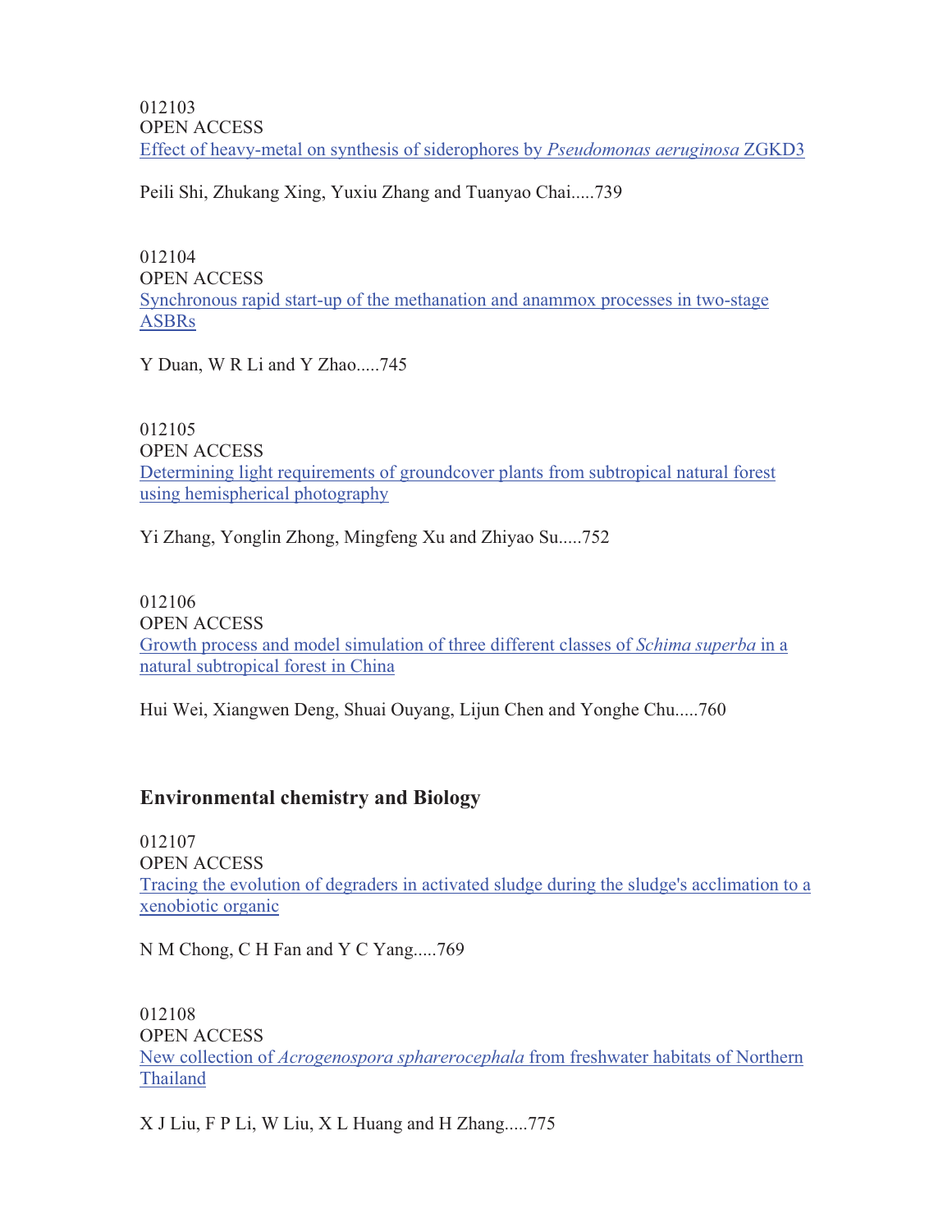012103

OPEN ACCESS

Effect of heavy-metal on synthesis of siderophores by *Pseudomonas aeruginosa* ZGKD3

Peili Shi, Zhukang Xing, Yuxiu Zhang and Tuanyao Chai.....739

012104

OPEN ACCESS

Synchronous rapid start-up of the methanation and anammox processes in two-stage ASBRs

Y Duan, W R Li and Y Zhao.....745

012105

OPEN ACCESS

Determining light requirements of groundcover plants from subtropical natural forest using hemispherical photography

Yi Zhang, Yonglin Zhong, Mingfeng Xu and Zhiyao Su.....752

012106

OPEN ACCESS

Growth process and model simulation of three different classes of *Schima superba* in a natural subtropical forest in China

Hui Wei, Xiangwen Deng, Shuai Ouyang, Lijun Chen and Yonghe Chu.....760

## Environmental chemistry and Biology

012107

OPEN ACCESS

Tracing the evolution of degraders in activated sludge during the sludge's acclimation to a xenobiotic organic

N M Chong, C H Fan and Y C Yang.....769

012108

OPEN ACCESS

New collection of *Acrogenospora sphärerocephala* from freshwater habitats of Northern Thailand

X J Liu, F P Li, W Liu, X L Huang and H Zhang.....775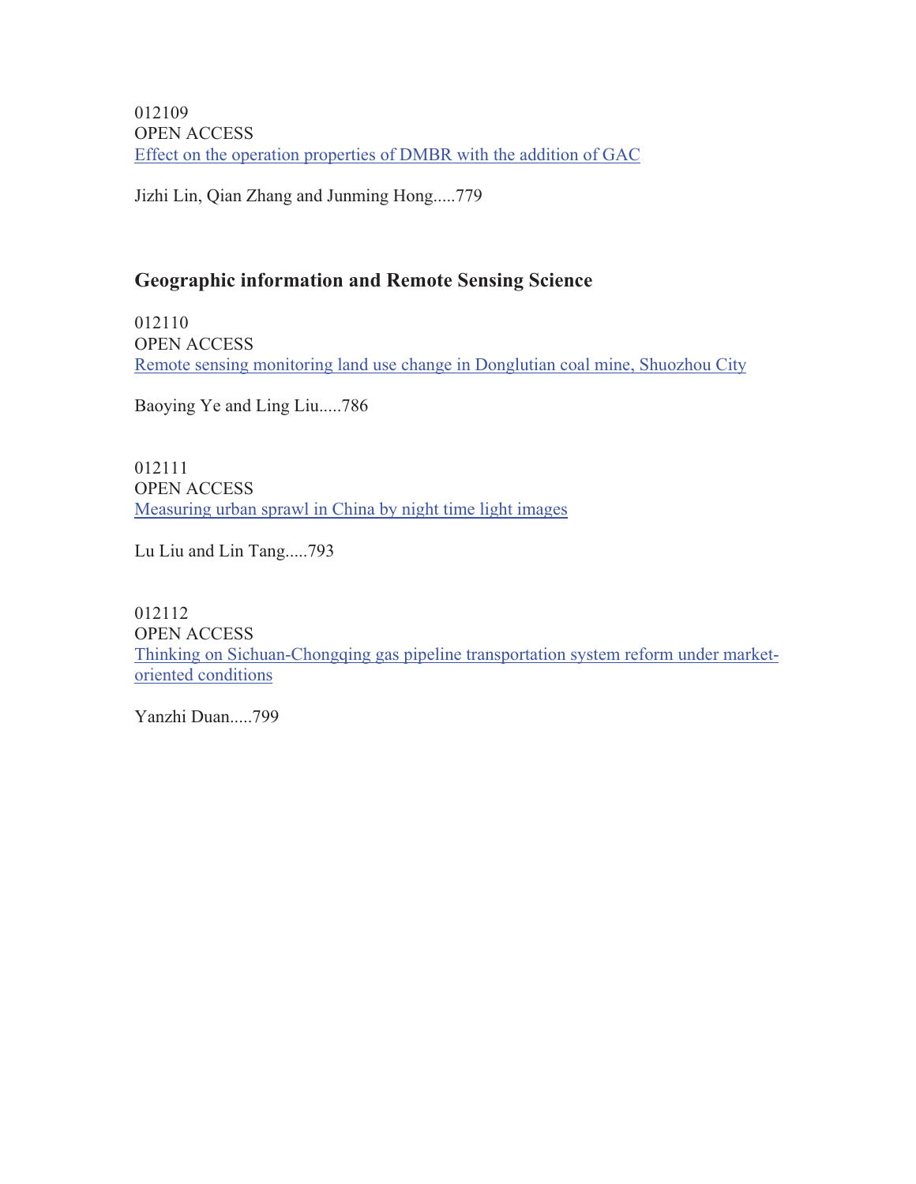012109
OPEN ACCESS
Effect on the operation properties of DMBR with the addition of GAC

Jizhi Lin, Qian Zhang and Junming Hong.....779

## Geographic information and Remote Sensing Science

012110
OPEN ACCESS
Remote sensing monitoring land use change in Donglutian coal mine, Shuozhou City

Baoying Ye and Ling Liu.....786

012111
OPEN ACCESS
Measuring urban sprawl in China by night time light images

Lu Liu and Lin Tang.....793

012112
OPEN ACCESS
Thinking on Sichuan-Chongqing gas pipeline transportation system reform under market-oriented conditions

Yanzhi Duan.....799